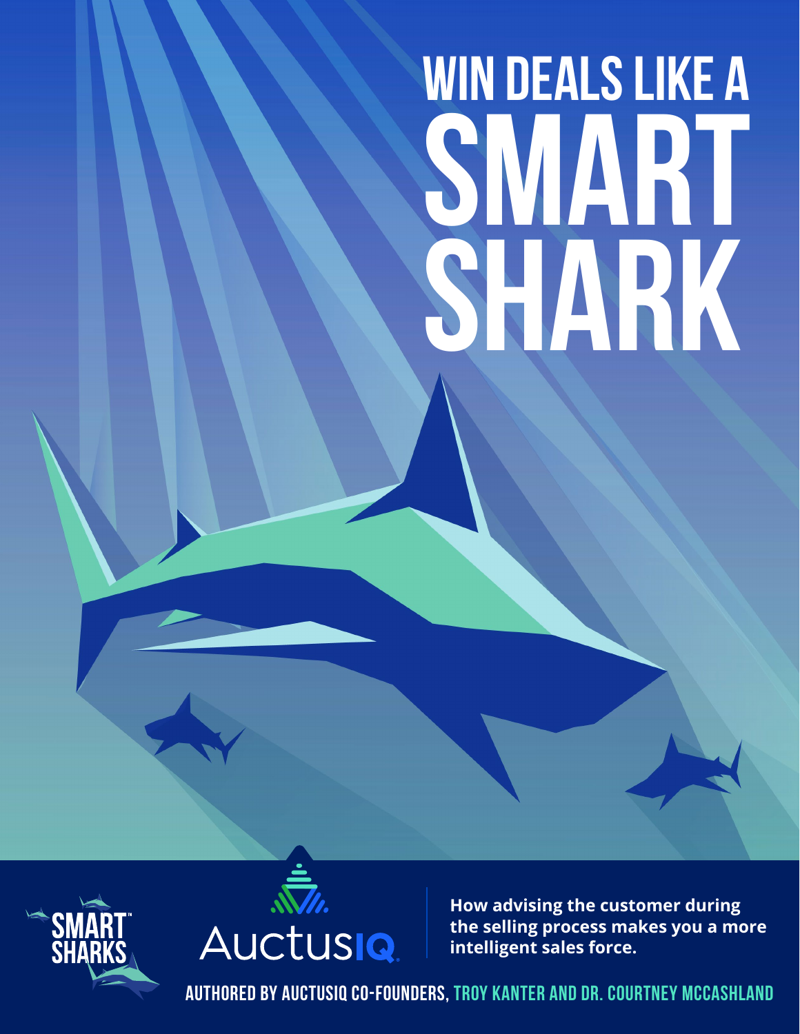# WIN DEALS LIKE A SMART SHARK

SMART SHARKS™

AuctusIQ

**How advising the customer during the selling process makes you a more intelligent sales force.**

AUTHORED BY AUCTUSIQ CO-FOUNDERS, TROY KANTER AND DR. COURTNEY MCCASHLAND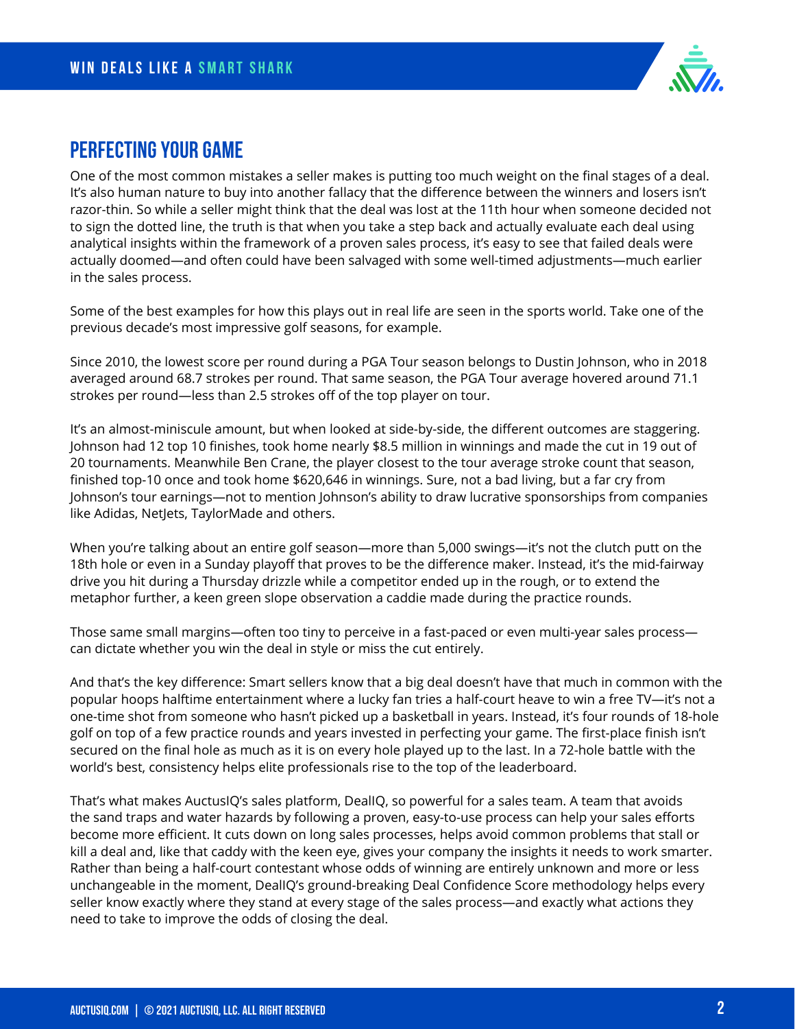## PERFECTING YOUR GAME

One of the most common mistakes a seller makes is putting too much weight on the final stages of a deal. It's also human nature to buy into another fallacy that the difference between the winners and losers isn't razor-thin. So while a seller might think that the deal was lost at the 11th hour when someone decided not to sign the dotted line, the truth is that when you take a step back and actually evaluate each deal using analytical insights within the framework of a proven sales process, it's easy to see that failed deals were actually doomed—and often could have been salvaged with some well-timed adjustments—much earlier in the sales process.

Some of the best examples for how this plays out in real life are seen in the sports world. Take one of the previous decade's most impressive golf seasons, for example.

Since 2010, the lowest score per round during a PGA Tour season belongs to Dustin Johnson, who in 2018 averaged around 68.7 strokes per round. That same season, the PGA Tour average hovered around 71.1 strokes per round—less than 2.5 strokes off of the top player on tour.

It's an almost-miniscule amount, but when looked at side-by-side, the different outcomes are staggering. Johnson had 12 top 10 finishes, took home nearly $8.5 million in winnings and made the cut in 19 out of 20 tournaments. Meanwhile Ben Crane, the player closest to the tour average stroke count that season, finished top-10 once and took home $620,646 in winnings. Sure, not a bad living, but a far cry from Johnson's tour earnings—not to mention Johnson's ability to draw lucrative sponsorships from companies like Adidas, NetJets, TaylorMade and others.

When you're talking about an entire golf season—more than 5,000 swings—it's not the clutch putt on the 18th hole or even in a Sunday playoff that proves to be the difference maker. Instead, it's the mid-fairway drive you hit during a Thursday drizzle while a competitor ended up in the rough, or to extend the metaphor further, a keen green slope observation a caddie made during the practice rounds.

Those same small margins—often too tiny to perceive in a fast-paced or even multi-year sales process—can dictate whether you win the deal in style or miss the cut entirely.

And that's the key difference: Smart sellers know that a big deal doesn't have that much in common with the popular hoops halftime entertainment where a lucky fan tries a half-court heave to win a free TV—it's not a one-time shot from someone who hasn't picked up a basketball in years. Instead, it's four rounds of 18-hole golf on top of a few practice rounds and years invested in perfecting your game. The first-place finish isn't secured on the final hole as much as it is on every hole played up to the last. In a 72-hole battle with the world's best, consistency helps elite professionals rise to the top of the leaderboard.

That's what makes AuctusIQ's sales platform, DealIQ, so powerful for a sales team. A team that avoids the sand traps and water hazards by following a proven, easy-to-use process can help your sales efforts become more efficient. It cuts down on long sales processes, helps avoid common problems that stall or kill a deal and, like that caddy with the keen eye, gives your company the insights it needs to work smarter. Rather than being a half-court contestant whose odds of winning are entirely unknown and more or less unchangeable in the moment, DealIQ's ground-breaking Deal Confidence Score methodology helps every seller know exactly where they stand at every stage of the sales process—and exactly what actions they need to take to improve the odds of closing the deal.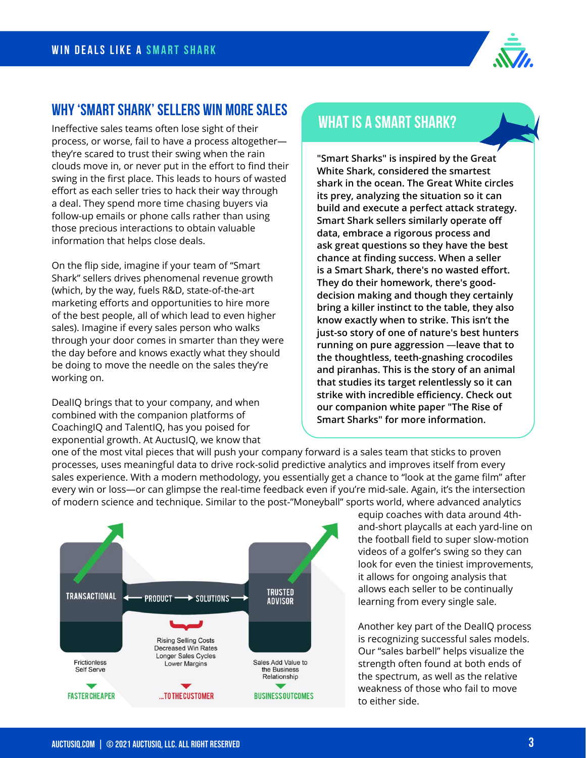## WHY 'SMART SHARK' SELLERS WIN MORE SALES

Ineffective sales teams often lose sight of their process, or worse, fail to have a process altogether—they're scared to trust their swing when the rain clouds move in, or never put in the effort to find their swing in the first place. This leads to hours of wasted effort as each seller tries to hack their way through a deal. They spend more time chasing buyers via follow-up emails or phone calls rather than using those precious interactions to obtain valuable information that helps close deals.

On the flip side, imagine if your team of "Smart Shark" sellers drives phenomenal revenue growth (which, by the way, fuels R&D, state-of-the-art marketing efforts and opportunities to hire more of the best people, all of which lead to even higher sales). Imagine if every sales person who walks through your door comes in smarter than they were the day before and knows exactly what they should be doing to move the needle on the sales they're working on.

DealIQ brings that to your company, and when combined with the companion platforms of CoachingIQ and TalentIQ, has you poised for exponential growth. At AuctusIQ, we know that one of the most vital pieces that will push your company forward is a sales team that sticks to proven processes, uses meaningful data to drive rock-solid predictive analytics and improves itself from every sales experience. With a modern methodology, you essentially get a chance to "look at the game film" after every win or loss—or can glimpse the real-time feedback even if you're mid-sale. Again, it's the intersection of modern science and technique. Similar to the post-"Moneyball" sports world, where advanced analytics equip coaches with data around 4th-and-short playcalls at each yard-line on the football field to super slow-motion videos of a golfer's swing so they can look for even the tiniest improvements, it allows for ongoing analysis that allows each seller to be continually learning from every single sale.

Another key part of the DealIQ process is recognizing successful sales models. Our "sales barbell" helps visualize the strength often found at both ends of the spectrum, as well as the relative weakness of those who fail to move to either side.

TRANSACTIONAL ← PRODUCT → SOLUTIONS → TRUSTED ADVISOR

Frictionless Self Serve — FASTER CHEAPER

Rising Selling Costs
Decreased Win Rates
Longer Sales Cycles
Lower Margins — ...TO THE CUSTOMER

Sales Add Value to the Business Relationship — BUSINESS OUTCOMES

## WHAT IS A SMART SHARK?

**"Smart Sharks" is inspired by the Great White Shark, considered the smartest shark in the ocean. The Great White circles its prey, analyzing the situation so it can build and execute a perfect attack strategy. Smart Shark sellers similarly operate off data, embrace a rigorous process and ask great questions so they have the best chance at finding success. When a seller is a Smart Shark, there's no wasted effort. They do their homework, there's good-decision making and though they certainly bring a killer instinct to the table, they also know exactly when to strike. This isn't the just-so story of one of nature's best hunters running on pure aggression —leave that to the thoughtless, teeth-gnashing crocodiles and piranhas. This is the story of an animal that studies its target relentlessly so it can strike with incredible efficiency. Check out our companion white paper "The Rise of Smart Sharks" for more information.**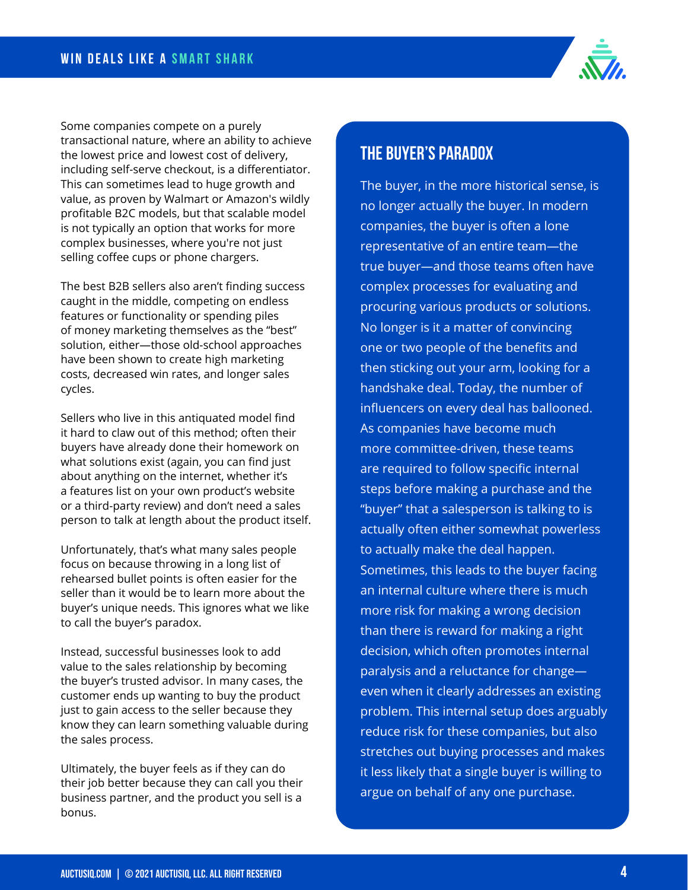Some companies compete on a purely transactional nature, where an ability to achieve the lowest price and lowest cost of delivery, including self-serve checkout, is a differentiator. This can sometimes lead to huge growth and value, as proven by Walmart or Amazon's wildly profitable B2C models, but that scalable model is not typically an option that works for more complex businesses, where you're not just selling coffee cups or phone chargers.

The best B2B sellers also aren't finding success caught in the middle, competing on endless features or functionality or spending piles of money marketing themselves as the "best" solution, either—those old-school approaches have been shown to create high marketing costs, decreased win rates, and longer sales cycles.

Sellers who live in this antiquated model find it hard to claw out of this method; often their buyers have already done their homework on what solutions exist (again, you can find just about anything on the internet, whether it's a features list on your own product's website or a third-party review) and don't need a sales person to talk at length about the product itself.

Unfortunately, that's what many sales people focus on because throwing in a long list of rehearsed bullet points is often easier for the seller than it would be to learn more about the buyer's unique needs. This ignores what we like to call the buyer's paradox.

Instead, successful businesses look to add value to the sales relationship by becoming the buyer's trusted advisor. In many cases, the customer ends up wanting to buy the product just to gain access to the seller because they know they can learn something valuable during the sales process.

Ultimately, the buyer feels as if they can do their job better because they can call you their business partner, and the product you sell is a bonus.

## THE BUYER'S PARADOX

The buyer, in the more historical sense, is no longer actually the buyer. In modern companies, the buyer is often a lone representative of an entire team—the true buyer—and those teams often have complex processes for evaluating and procuring various products or solutions. No longer is it a matter of convincing one or two people of the benefits and then sticking out your arm, looking for a handshake deal. Today, the number of influencers on every deal has ballooned. As companies have become much more committee-driven, these teams are required to follow specific internal steps before making a purchase and the "buyer" that a salesperson is talking to is actually often either somewhat powerless to actually make the deal happen. Sometimes, this leads to the buyer facing an internal culture where there is much more risk for making a wrong decision than there is reward for making a right decision, which often promotes internal paralysis and a reluctance for change—even when it clearly addresses an existing problem. This internal setup does arguably reduce risk for these companies, but also stretches out buying processes and makes it less likely that a single buyer is willing to argue on behalf of any one purchase.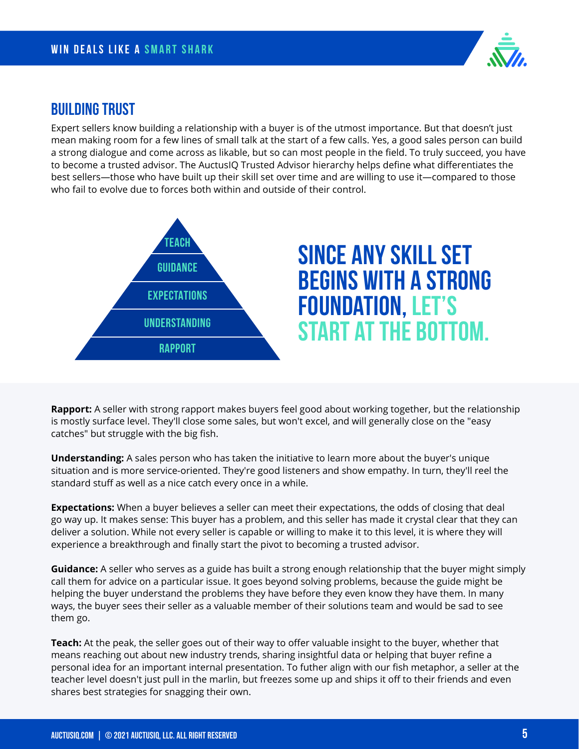## BUILDING TRUST

Expert sellers know building a relationship with a buyer is of the utmost importance. But that doesn't just mean making room for a few lines of small talk at the start of a few calls. Yes, a good sales person can build a strong dialogue and come across as likable, but so can most people in the field. To truly succeed, you have to become a trusted advisor. The AuctusIQ Trusted Advisor hierarchy helps define what differentiates the best sellers—those who have built up their skill set over time and are willing to use it—compared to those who fail to evolve due to forces both within and outside of their control.

- TEACH
- GUIDANCE
- EXPECTATIONS
- UNDERSTANDING
- RAPPORT

## SINCE ANY SKILL SET BEGINS WITH A STRONG FOUNDATION, LET'S START AT THE BOTTOM.

**Rapport:** A seller with strong rapport makes buyers feel good about working together, but the relationship is mostly surface level. They'll close some sales, but won't excel, and will generally close on the "easy catches" but struggle with the big fish.

**Understanding:** A sales person who has taken the initiative to learn more about the buyer's unique situation and is more service-oriented. They're good listeners and show empathy. In turn, they'll reel the standard stuff as well as a nice catch every once in a while.

**Expectations:** When a buyer believes a seller can meet their expectations, the odds of closing that deal go way up. It makes sense: This buyer has a problem, and this seller has made it crystal clear that they can deliver a solution. While not every seller is capable or willing to make it to this level, it is where they will experience a breakthrough and finally start the pivot to becoming a trusted advisor.

**Guidance:** A seller who serves as a guide has built a strong enough relationship that the buyer might simply call them for advice on a particular issue. It goes beyond solving problems, because the guide might be helping the buyer understand the problems they have before they even know they have them. In many ways, the buyer sees their seller as a valuable member of their solutions team and would be sad to see them go.

**Teach:** At the peak, the seller goes out of their way to offer valuable insight to the buyer, whether that means reaching out about new industry trends, sharing insightful data or helping that buyer refine a personal idea for an important internal presentation. To futher align with our fish metaphor, a seller at the teacher level doesn't just pull in the marlin, but freezes some up and ships it off to their friends and even shares best strategies for snagging their own.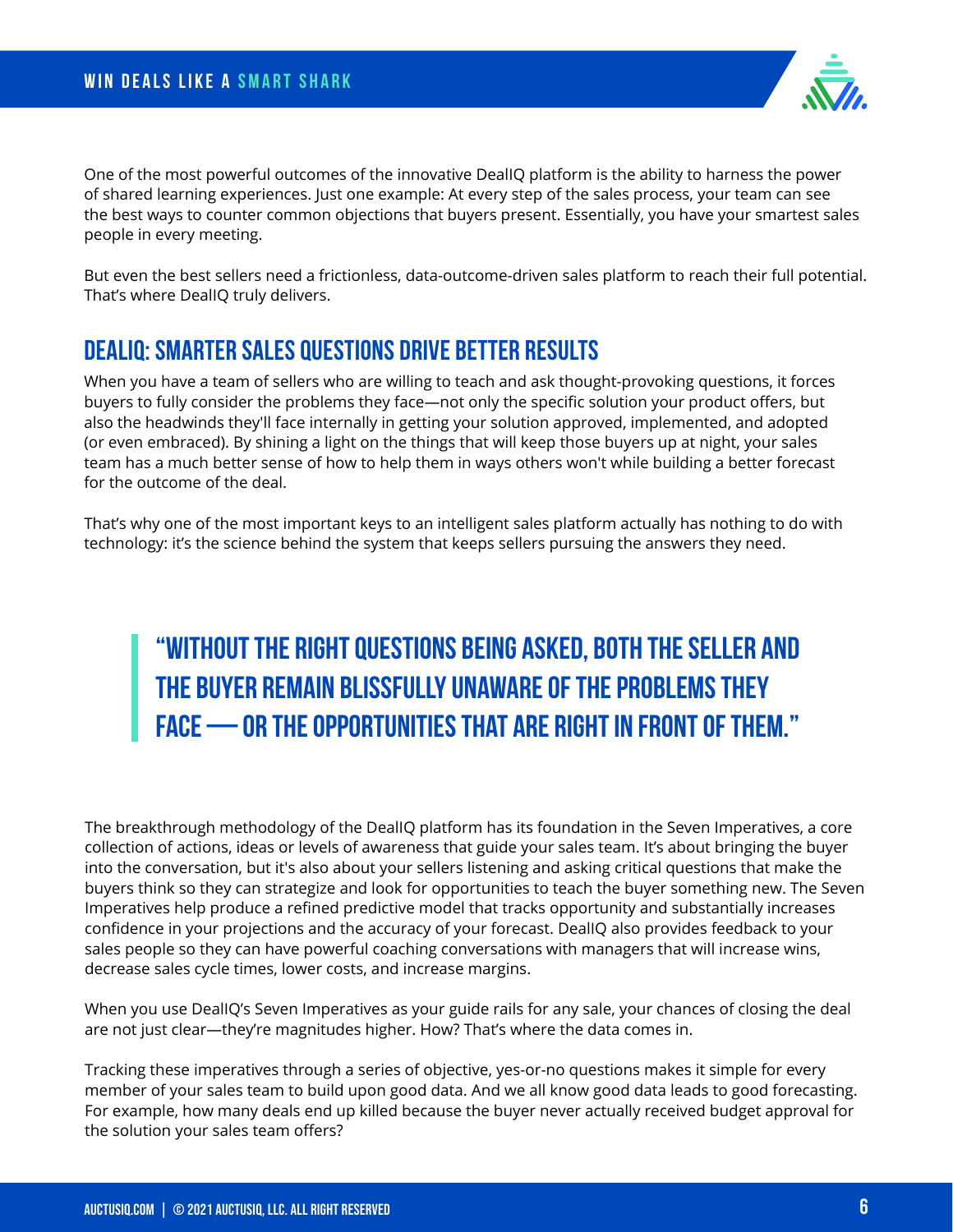One of the most powerful outcomes of the innovative DealIQ platform is the ability to harness the power of shared learning experiences. Just one example: At every step of the sales process, your team can see the best ways to counter common objections that buyers present. Essentially, you have your smartest sales people in every meeting.

But even the best sellers need a frictionless, data-outcome-driven sales platform to reach their full potential. That's where DealIQ truly delivers.

## DealIQ: Smarter Sales Questions Drive Better Results

When you have a team of sellers who are willing to teach and ask thought-provoking questions, it forces buyers to fully consider the problems they face—not only the specific solution your product offers, but also the headwinds they'll face internally in getting your solution approved, implemented, and adopted (or even embraced). By shining a light on the things that will keep those buyers up at night, your sales team has a much better sense of how to help them in ways others won't while building a better forecast for the outcome of the deal.

That's why one of the most important keys to an intelligent sales platform actually has nothing to do with technology: it's the science behind the system that keeps sellers pursuing the answers they need.

> **"Without the right questions being asked, both the seller and the buyer remain blissfully unaware of the problems they face — or the opportunities that are right in front of them."**

The breakthrough methodology of the DealIQ platform has its foundation in the Seven Imperatives, a core collection of actions, ideas or levels of awareness that guide your sales team. It's about bringing the buyer into the conversation, but it's also about your sellers listening and asking critical questions that make the buyers think so they can strategize and look for opportunities to teach the buyer something new. The Seven Imperatives help produce a refined predictive model that tracks opportunity and substantially increases confidence in your projections and the accuracy of your forecast. DealIQ also provides feedback to your sales people so they can have powerful coaching conversations with managers that will increase wins, decrease sales cycle times, lower costs, and increase margins.

When you use DealIQ's Seven Imperatives as your guide rails for any sale, your chances of closing the deal are not just clear—they're magnitudes higher. How? That's where the data comes in.

Tracking these imperatives through a series of objective, yes-or-no questions makes it simple for every member of your sales team to build upon good data. And we all know good data leads to good forecasting. For example, how many deals end up killed because the buyer never actually received budget approval for the solution your sales team offers?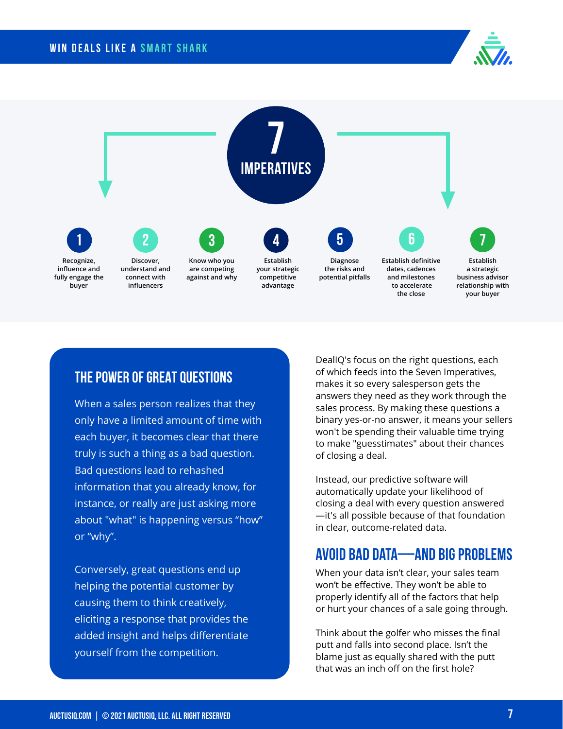## 7 IMPERATIVES

1. Recognize, influence and fully engage the buyer
2. Discover, understand and connect with influencers
3. Know who you are competing against and why
4. Establish your strategic competitive advantage
5. Diagnose the risks and potential pitfalls
6. Establish definitive dates, cadences and milestones to accelerate the close
7. Establish a strategic business advisor relationship with your buyer

## THE POWER OF GREAT QUESTIONS

When a sales person realizes that they only have a limited amount of time with each buyer, it becomes clear that there truly is such a thing as a bad question. Bad questions lead to rehashed information that you already know, for instance, or really are just asking more about "what" is happening versus "how" or "why".

Conversely, great questions end up helping the potential customer by causing them to think creatively, eliciting a response that provides the added insight and helps differentiate yourself from the competition.

DealIQ's focus on the right questions, each of which feeds into the Seven Imperatives, makes it so every salesperson gets the answers they need as they work through the sales process. By making these questions a binary yes-or-no answer, it means your sellers won't be spending their valuable time trying to make "guesstimates" about their chances of closing a deal.

Instead, our predictive software will automatically update your likelihood of closing a deal with every question answered—it's all possible because of that foundation in clear, outcome-related data.

## AVOID BAD DATA—AND BIG PROBLEMS

When your data isn't clear, your sales team won't be effective. They won't be able to properly identify all of the factors that help or hurt your chances of a sale going through.

Think about the golfer who misses the final putt and falls into second place. Isn't the blame just as equally shared with the putt that was an inch off on the first hole?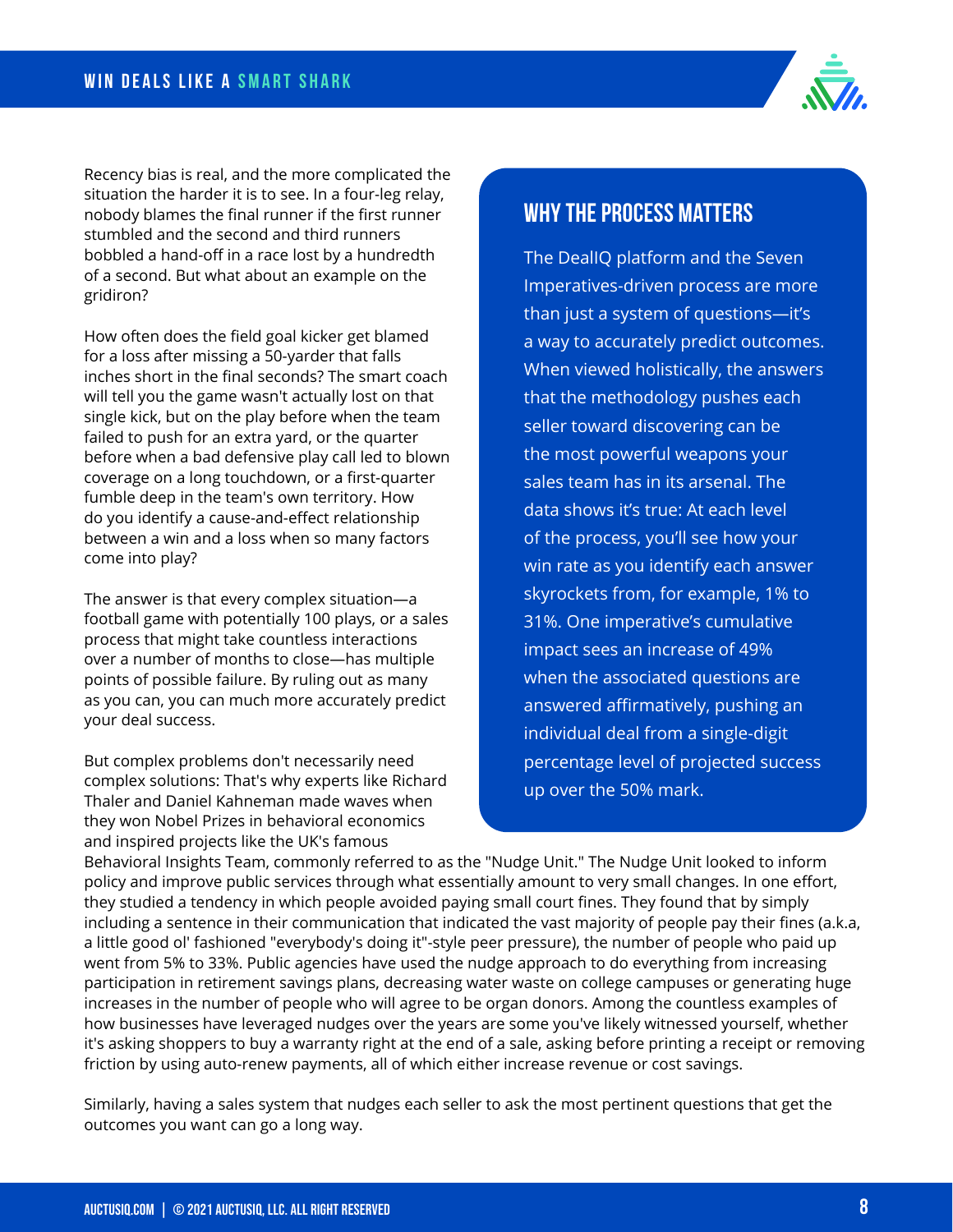Recency bias is real, and the more complicated the situation the harder it is to see. In a four-leg relay, nobody blames the final runner if the first runner stumbled and the second and third runners bobbled a hand-off in a race lost by a hundredth of a second. But what about an example on the gridiron?

How often does the field goal kicker get blamed for a loss after missing a 50-yarder that falls inches short in the final seconds? The smart coach will tell you the game wasn't actually lost on that single kick, but on the play before when the team failed to push for an extra yard, or the quarter before when a bad defensive play call led to blown coverage on a long touchdown, or a first-quarter fumble deep in the team's own territory. How do you identify a cause-and-effect relationship between a win and a loss when so many factors come into play?

The answer is that every complex situation—a football game with potentially 100 plays, or a sales process that might take countless interactions over a number of months to close—has multiple points of possible failure. By ruling out as many as you can, you can much more accurately predict your deal success.

But complex problems don't necessarily need complex solutions: That's why experts like Richard Thaler and Daniel Kahneman made waves when they won Nobel Prizes in behavioral economics and inspired projects like the UK's famous Behavioral Insights Team, commonly referred to as the "Nudge Unit." The Nudge Unit looked to inform policy and improve public services through what essentially amount to very small changes. In one effort, they studied a tendency in which people avoided paying small court fines. They found that by simply including a sentence in their communication that indicated the vast majority of people pay their fines (a.k.a, a little good ol' fashioned "everybody's doing it"-style peer pressure), the number of people who paid up went from 5% to 33%. Public agencies have used the nudge approach to do everything from increasing participation in retirement savings plans, decreasing water waste on college campuses or generating huge increases in the number of people who will agree to be organ donors. Among the countless examples of how businesses have leveraged nudges over the years are some you've likely witnessed yourself, whether it's asking shoppers to buy a warranty right at the end of a sale, asking before printing a receipt or removing friction by using auto-renew payments, all of which either increase revenue or cost savings.

Similarly, having a sales system that nudges each seller to ask the most pertinent questions that get the outcomes you want can go a long way.

## WHY THE PROCESS MATTERS

The DealIQ platform and the Seven Imperatives-driven process are more than just a system of questions—it's a way to accurately predict outcomes. When viewed holistically, the answers that the methodology pushes each seller toward discovering can be the most powerful weapons your sales team has in its arsenal. The data shows it's true: At each level of the process, you'll see how your win rate as you identify each answer skyrockets from, for example, 1% to 31%. One imperative's cumulative impact sees an increase of 49% when the associated questions are answered affirmatively, pushing an individual deal from a single-digit percentage level of projected success up over the 50% mark.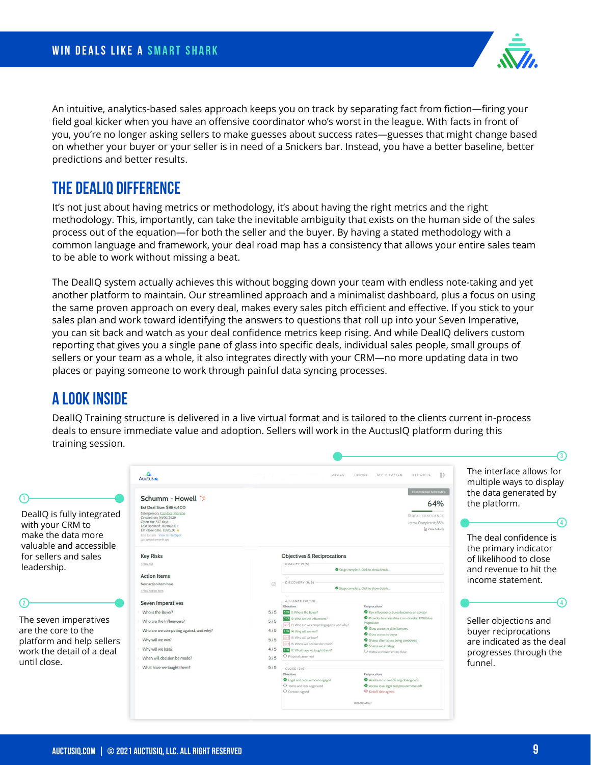An intuitive, analytics-based sales approach keeps you on track by separating fact from fiction—firing your field goal kicker when you have an offensive coordinator who's worst in the league. With facts in front of you, you're no longer asking sellers to make guesses about success rates—guesses that might change based on whether your buyer or your seller is in need of a Snickers bar. Instead, you have a better baseline, better predictions and better results.

## THE DEALIQ DIFFERENCE

It's not just about having metrics or methodology, it's about having the right metrics and the right methodology. This, importantly, can take the inevitable ambiguity that exists on the human side of the sales process out of the equation—for both the seller and the buyer. By having a stated methodology with a common language and framework, your deal road map has a consistency that allows your entire sales team to be able to work without missing a beat.

The DealIQ system actually achieves this without bogging down your team with endless note-taking and yet another platform to maintain. Our streamlined approach and a minimalist dashboard, plus a focus on using the same proven approach on every deal, makes every sales pitch efficient and effective. If you stick to your sales plan and work toward identifying the answers to questions that roll up into your Seven Imperative, you can sit back and watch as your deal confidence metrics keep rising. And while DealIQ delivers custom reporting that gives you a single pane of glass into specific deals, individual sales people, small groups of sellers or your team as a whole, it also integrates directly with your CRM—no more updating data in two places or paying someone to work through painful data syncing processes.

## A LOOK INSIDE

DealIQ Training structure is delivered in a live virtual format and is tailored to the clients current in-process deals to ensure immediate value and adoption. Sellers will work in the AuctusIQ platform during this training session.

1. DealIQ is fully integrated with your CRM to make the data more valuable and accessible for sellers and sales leadership.
2. The seven imperatives are the core to the platform and help sellers work the detail of a deal until close.
3. The interface allows for multiple ways to display the data generated by the platform.
4. The deal confidence is the primary indicator of likelihood to close and revenue to hit the income statement.
4. Seller objections and buyer reciprocations are indicated as the deal progresses through the funnel.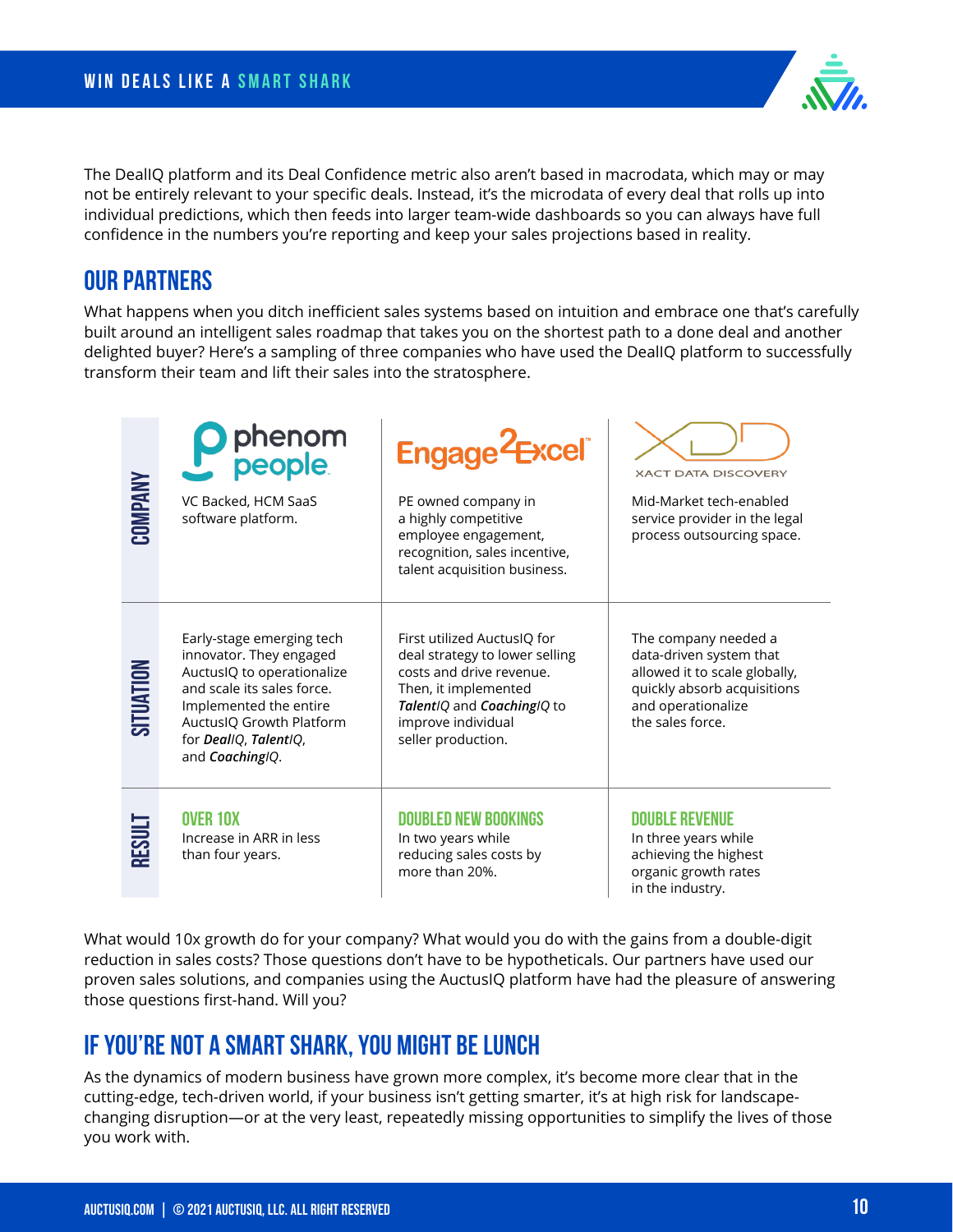The DealIQ platform and its Deal Confidence metric also aren't based in macrodata, which may or may not be entirely relevant to your specific deals. Instead, it's the microdata of every deal that rolls up into individual predictions, which then feeds into larger team-wide dashboards so you can always have full confidence in the numbers you're reporting and keep your sales projections based in reality.

## OUR PARTNERS

What happens when you ditch inefficient sales systems based on intuition and embrace one that's carefully built around an intelligent sales roadmap that takes you on the shortest path to a done deal and another delighted buyer? Here's a sampling of three companies who have used the DealIQ platform to successfully transform their team and lift their sales into the stratosphere.

| | phenom people | Engage2Excel | XACT DATA DISCOVERY |
|---|---|---|---|
| **COMPANY** | VC Backed, HCM SaaS software platform. | PE owned company in a highly competitive employee engagement, recognition, sales incentive, talent acquisition business. | Mid-Market tech-enabled service provider in the legal process outsourcing space. |
| **SITUATION** | Early-stage emerging tech innovator. They engaged AuctusIQ to operationalize and scale its sales force. Implemented the entire AuctusIQ Growth Platform for ***Deal****IQ*, ***Talent****IQ*, and ***Coaching****IQ*. | First utilized AuctusIQ for deal strategy to lower selling costs and drive revenue. Then, it implemented ***Talent****IQ* and ***Coaching****IQ* to improve individual seller production. | The company needed a data-driven system that allowed it to scale globally, quickly absorb acquisitions and operationalize the sales force. |
| **RESULT** | **OVER 10X** Increase in ARR in less than four years. | **DOUBLED NEW BOOKINGS** In two years while reducing sales costs by more than 20%. | **DOUBLE REVENUE** In three years while achieving the highest organic growth rates in the industry. |

What would 10x growth do for your company? What would you do with the gains from a double-digit reduction in sales costs? Those questions don't have to be hypotheticals. Our partners have used our proven sales solutions, and companies using the AuctusIQ platform have had the pleasure of answering those questions first-hand. Will you?

## IF YOU'RE NOT A SMART SHARK, YOU MIGHT BE LUNCH

As the dynamics of modern business have grown more complex, it's become more clear that in the cutting-edge, tech-driven world, if your business isn't getting smarter, it's at high risk for landscape-changing disruption—or at the very least, repeatedly missing opportunities to simplify the lives of those you work with.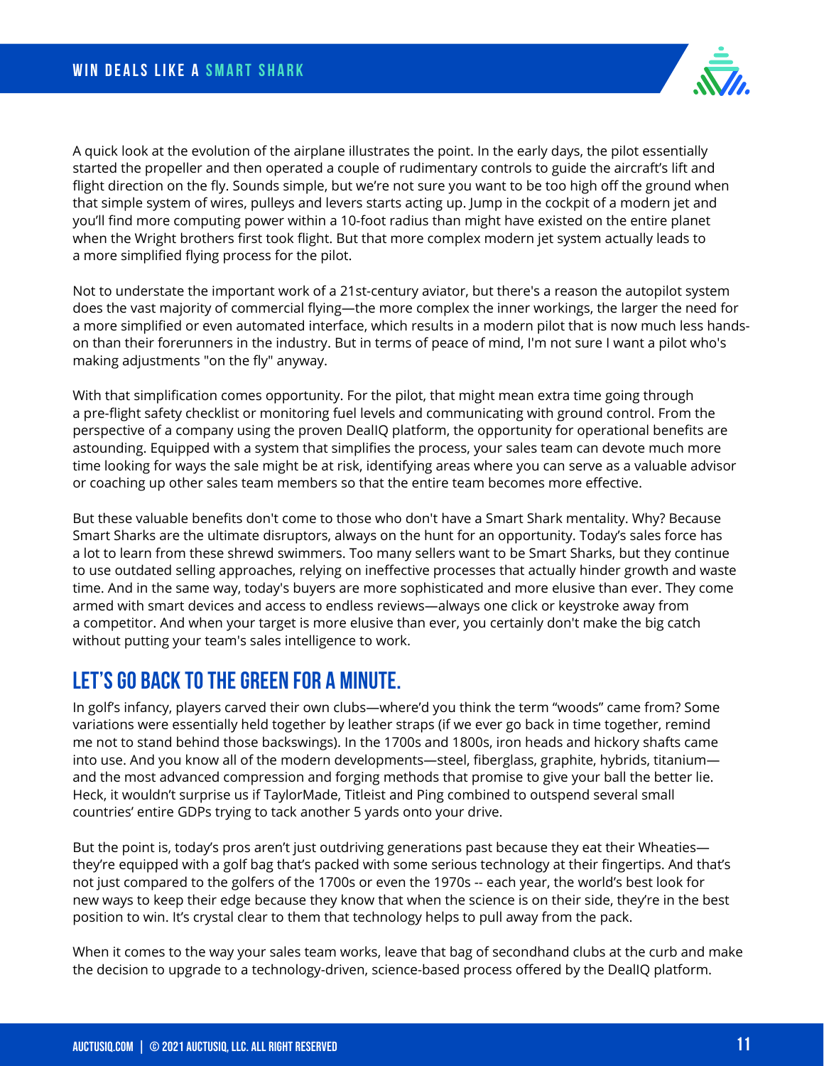A quick look at the evolution of the airplane illustrates the point. In the early days, the pilot essentially started the propeller and then operated a couple of rudimentary controls to guide the aircraft's lift and flight direction on the fly. Sounds simple, but we're not sure you want to be too high off the ground when that simple system of wires, pulleys and levers starts acting up. Jump in the cockpit of a modern jet and you'll find more computing power within a 10-foot radius than might have existed on the entire planet when the Wright brothers first took flight. But that more complex modern jet system actually leads to a more simplified flying process for the pilot.

Not to understate the important work of a 21st-century aviator, but there's a reason the autopilot system does the vast majority of commercial flying—the more complex the inner workings, the larger the need for a more simplified or even automated interface, which results in a modern pilot that is now much less hands-on than their forerunners in the industry. But in terms of peace of mind, I'm not sure I want a pilot who's making adjustments "on the fly" anyway.

With that simplification comes opportunity. For the pilot, that might mean extra time going through a pre-flight safety checklist or monitoring fuel levels and communicating with ground control. From the perspective of a company using the proven DealIQ platform, the opportunity for operational benefits are astounding. Equipped with a system that simplifies the process, your sales team can devote much more time looking for ways the sale might be at risk, identifying areas where you can serve as a valuable advisor or coaching up other sales team members so that the entire team becomes more effective.

But these valuable benefits don't come to those who don't have a Smart Shark mentality. Why? Because Smart Sharks are the ultimate disruptors, always on the hunt for an opportunity. Today's sales force has a lot to learn from these shrewd swimmers. Too many sellers want to be Smart Sharks, but they continue to use outdated selling approaches, relying on ineffective processes that actually hinder growth and waste time. And in the same way, today's buyers are more sophisticated and more elusive than ever. They come armed with smart devices and access to endless reviews—always one click or keystroke away from a competitor. And when your target is more elusive than ever, you certainly don't make the big catch without putting your team's sales intelligence to work.

## LET'S GO BACK TO THE GREEN FOR A MINUTE.

In golf's infancy, players carved their own clubs—where'd you think the term "woods" came from? Some variations were essentially held together by leather straps (if we ever go back in time together, remind me not to stand behind those backswings). In the 1700s and 1800s, iron heads and hickory shafts came into use. And you know all of the modern developments—steel, fiberglass, graphite, hybrids, titanium—and the most advanced compression and forging methods that promise to give your ball the better lie. Heck, it wouldn't surprise us if TaylorMade, Titleist and Ping combined to outspend several small countries' entire GDPs trying to tack another 5 yards onto your drive.

But the point is, today's pros aren't just outdriving generations past because they eat their Wheaties—they're equipped with a golf bag that's packed with some serious technology at their fingertips. And that's not just compared to the golfers of the 1700s or even the 1970s -- each year, the world's best look for new ways to keep their edge because they know that when the science is on their side, they're in the best position to win. It's crystal clear to them that technology helps to pull away from the pack.

When it comes to the way your sales team works, leave that bag of secondhand clubs at the curb and make the decision to upgrade to a technology-driven, science-based process offered by the DealIQ platform.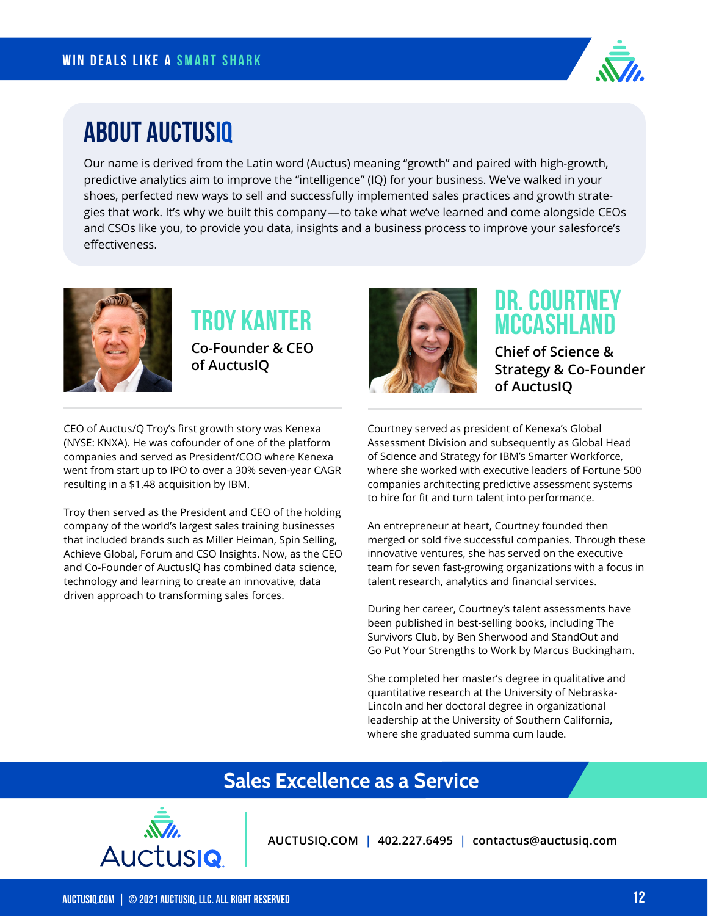## ABOUT AUCTUSIQ

Our name is derived from the Latin word (Auctus) meaning "growth" and paired with high-growth, predictive analytics aim to improve the "intelligence" (IQ) for your business. We've walked in your shoes, perfected new ways to sell and successfully implemented sales practices and growth strategies that work. It's why we built this company—to take what we've learned and come alongside CEOs and CSOs like you, to provide you data, insights and a business process to improve your salesforce's effectiveness.

### TROY KANTER

**Co-Founder & CEO of AuctusIQ**

CEO of Auctus/Q Troy's first growth story was Kenexa (NYSE: KNXA). He was cofounder of one of the platform companies and served as President/COO where Kenexa went from start up to IPO to over a 30% seven-year CAGR resulting in a $1.48 acquisition by IBM.

Troy then served as the President and CEO of the holding company of the world's largest sales training businesses that included brands such as Miller Heiman, Spin Selling, Achieve Global, Forum and CSO Insights. Now, as the CEO and Co-Founder of AuctuslQ has combined data science, technology and learning to create an innovative, data driven approach to transforming sales forces.

### DR. COURTNEY MCCASHLAND

**Chief of Science & Strategy & Co-Founder of AuctusIQ**

Courtney served as president of Kenexa's Global Assessment Division and subsequently as Global Head of Science and Strategy for IBM's Smarter Workforce, where she worked with executive leaders of Fortune 500 companies architecting predictive assessment systems to hire for fit and turn talent into performance.

An entrepreneur at heart, Courtney founded then merged or sold five successful companies. Through these innovative ventures, she has served on the executive team for seven fast-growing organizations with a focus in talent research, analytics and financial services.

During her career, Courtney's talent assessments have been published in best-selling books, including The Survivors Club, by Ben Sherwood and StandOut and Go Put Your Strengths to Work by Marcus Buckingham.

She completed her master's degree in qualitative and quantitative research at the University of Nebraska-Lincoln and her doctoral degree in organizational leadership at the University of Southern California, where she graduated summa cum laude.

## Sales Excellence as a Service

AuctusIQ

AUCTUSIQ.COM | 402.227.6495 | contactus@auctusiq.com